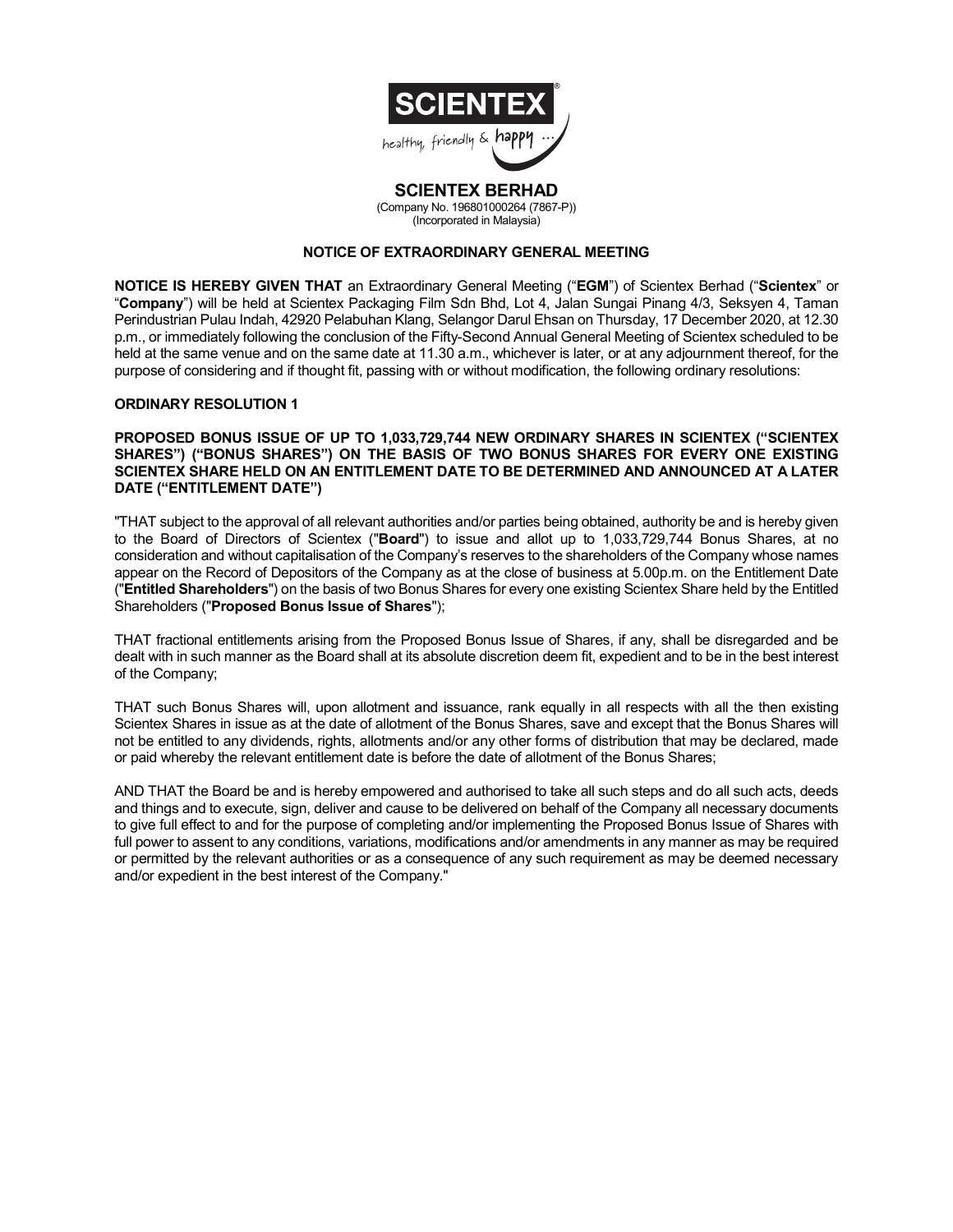**SCIENTEX**

healthy, friendly & happy ...

# SCIENTEX BERHAD

(Company No. 196801000264 (7867-P))
(Incorporated in Malaysia)

## NOTICE OF EXTRAORDINARY GENERAL MEETING

**NOTICE IS HEREBY GIVEN THAT** an Extraordinary General Meeting ("**EGM**") of Scientex Berhad ("**Scientex**" or "**Company**") will be held at Scientex Packaging Film Sdn Bhd, Lot 4, Jalan Sungai Pinang 4/3, Seksyen 4, Taman Perindustrian Pulau Indah, 42920 Pelabuhan Klang, Selangor Darul Ehsan on Thursday, 17 December 2020, at 12.30 p.m., or immediately following the conclusion of the Fifty-Second Annual General Meeting of Scientex scheduled to be held at the same venue and on the same date at 11.30 a.m., whichever is later, or at any adjournment thereof, for the purpose of considering and if thought fit, passing with or without modification, the following ordinary resolutions:

### ORDINARY RESOLUTION 1

**PROPOSED BONUS ISSUE OF UP TO 1,033,729,744 NEW ORDINARY SHARES IN SCIENTEX ("SCIENTEX SHARES") ("BONUS SHARES") ON THE BASIS OF TWO BONUS SHARES FOR EVERY ONE EXISTING SCIENTEX SHARE HELD ON AN ENTITLEMENT DATE TO BE DETERMINED AND ANNOUNCED AT A LATER DATE ("ENTITLEMENT DATE")**

"THAT subject to the approval of all relevant authorities and/or parties being obtained, authority be and is hereby given to the Board of Directors of Scientex ("**Board**") to issue and allot up to 1,033,729,744 Bonus Shares, at no consideration and without capitalisation of the Company's reserves to the shareholders of the Company whose names appear on the Record of Depositors of the Company as at the close of business at 5.00p.m. on the Entitlement Date ("**Entitled Shareholders**") on the basis of two Bonus Shares for every one existing Scientex Share held by the Entitled Shareholders ("**Proposed Bonus Issue of Shares**");

THAT fractional entitlements arising from the Proposed Bonus Issue of Shares, if any, shall be disregarded and be dealt with in such manner as the Board shall at its absolute discretion deem fit, expedient and to be in the best interest of the Company;

THAT such Bonus Shares will, upon allotment and issuance, rank equally in all respects with all the then existing Scientex Shares in issue as at the date of allotment of the Bonus Shares, save and except that the Bonus Shares will not be entitled to any dividends, rights, allotments and/or any other forms of distribution that may be declared, made or paid whereby the relevant entitlement date is before the date of allotment of the Bonus Shares;

AND THAT the Board be and is hereby empowered and authorised to take all such steps and do all such acts, deeds and things and to execute, sign, deliver and cause to be delivered on behalf of the Company all necessary documents to give full effect to and for the purpose of completing and/or implementing the Proposed Bonus Issue of Shares with full power to assent to any conditions, variations, modifications and/or amendments in any manner as may be required or permitted by the relevant authorities or as a consequence of any such requirement as may be deemed necessary and/or expedient in the best interest of the Company."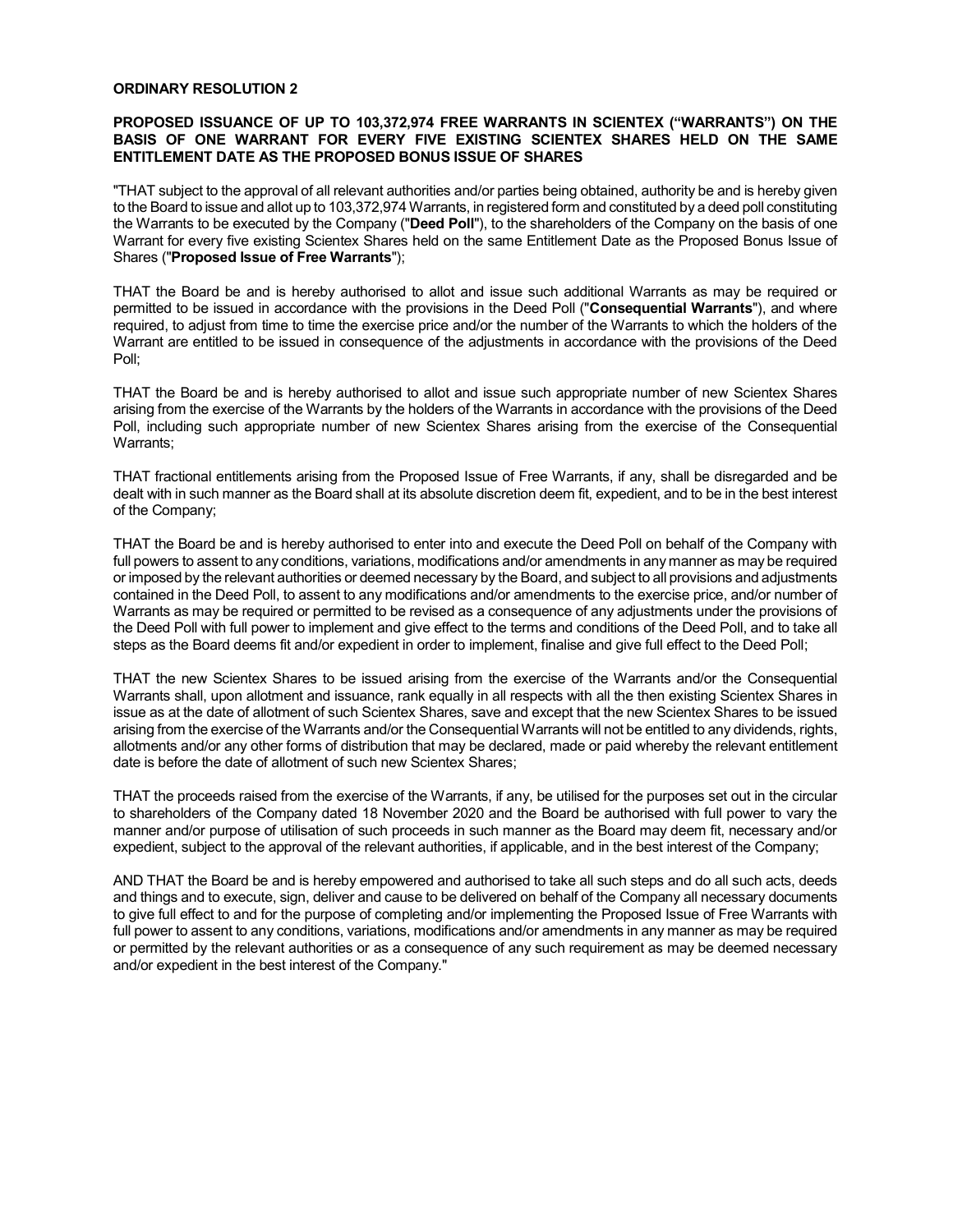**ORDINARY RESOLUTION 2**

**PROPOSED ISSUANCE OF UP TO 103,372,974 FREE WARRANTS IN SCIENTEX ("WARRANTS") ON THE BASIS OF ONE WARRANT FOR EVERY FIVE EXISTING SCIENTEX SHARES HELD ON THE SAME ENTITLEMENT DATE AS THE PROPOSED BONUS ISSUE OF SHARES**

"THAT subject to the approval of all relevant authorities and/or parties being obtained, authority be and is hereby given to the Board to issue and allot up to 103,372,974 Warrants, in registered form and constituted by a deed poll constituting the Warrants to be executed by the Company ("**Deed Poll**"), to the shareholders of the Company on the basis of one Warrant for every five existing Scientex Shares held on the same Entitlement Date as the Proposed Bonus Issue of Shares ("**Proposed Issue of Free Warrants**");

THAT the Board be and is hereby authorised to allot and issue such additional Warrants as may be required or permitted to be issued in accordance with the provisions in the Deed Poll ("**Consequential Warrants**"), and where required, to adjust from time to time the exercise price and/or the number of the Warrants to which the holders of the Warrant are entitled to be issued in consequence of the adjustments in accordance with the provisions of the Deed Poll;

THAT the Board be and is hereby authorised to allot and issue such appropriate number of new Scientex Shares arising from the exercise of the Warrants by the holders of the Warrants in accordance with the provisions of the Deed Poll, including such appropriate number of new Scientex Shares arising from the exercise of the Consequential Warrants;

THAT fractional entitlements arising from the Proposed Issue of Free Warrants, if any, shall be disregarded and be dealt with in such manner as the Board shall at its absolute discretion deem fit, expedient, and to be in the best interest of the Company;

THAT the Board be and is hereby authorised to enter into and execute the Deed Poll on behalf of the Company with full powers to assent to any conditions, variations, modifications and/or amendments in any manner as may be required or imposed by the relevant authorities or deemed necessary by the Board, and subject to all provisions and adjustments contained in the Deed Poll, to assent to any modifications and/or amendments to the exercise price, and/or number of Warrants as may be required or permitted to be revised as a consequence of any adjustments under the provisions of the Deed Poll with full power to implement and give effect to the terms and conditions of the Deed Poll, and to take all steps as the Board deems fit and/or expedient in order to implement, finalise and give full effect to the Deed Poll;

THAT the new Scientex Shares to be issued arising from the exercise of the Warrants and/or the Consequential Warrants shall, upon allotment and issuance, rank equally in all respects with all the then existing Scientex Shares in issue as at the date of allotment of such Scientex Shares, save and except that the new Scientex Shares to be issued arising from the exercise of the Warrants and/or the Consequential Warrants will not be entitled to any dividends, rights, allotments and/or any other forms of distribution that may be declared, made or paid whereby the relevant entitlement date is before the date of allotment of such new Scientex Shares;

THAT the proceeds raised from the exercise of the Warrants, if any, be utilised for the purposes set out in the circular to shareholders of the Company dated 18 November 2020 and the Board be authorised with full power to vary the manner and/or purpose of utilisation of such proceeds in such manner as the Board may deem fit, necessary and/or expedient, subject to the approval of the relevant authorities, if applicable, and in the best interest of the Company;

AND THAT the Board be and is hereby empowered and authorised to take all such steps and do all such acts, deeds and things and to execute, sign, deliver and cause to be delivered on behalf of the Company all necessary documents to give full effect to and for the purpose of completing and/or implementing the Proposed Issue of Free Warrants with full power to assent to any conditions, variations, modifications and/or amendments in any manner as may be required or permitted by the relevant authorities or as a consequence of any such requirement as may be deemed necessary and/or expedient in the best interest of the Company."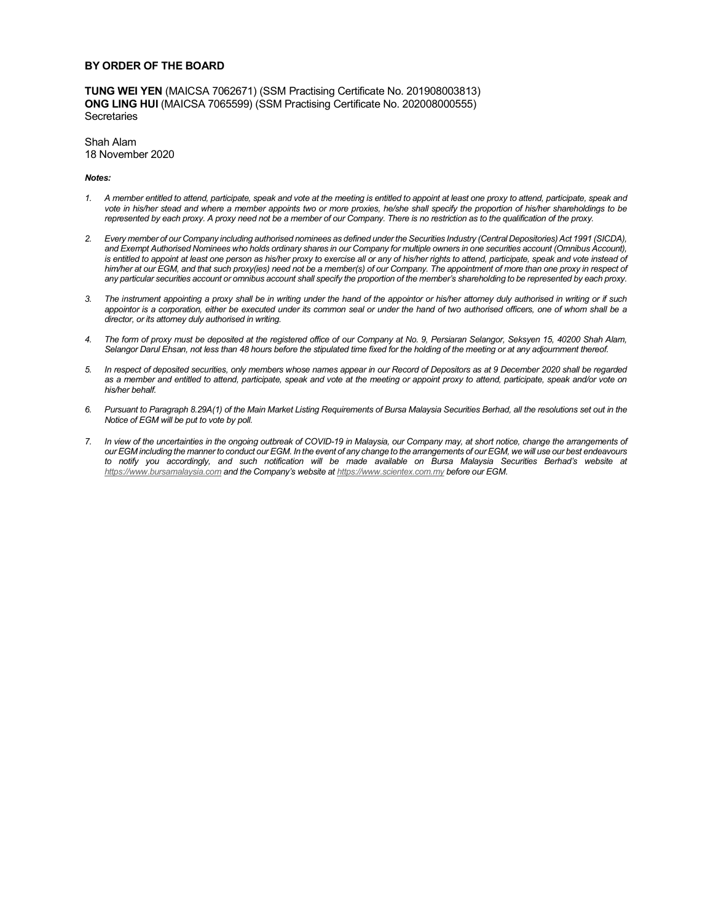**BY ORDER OF THE BOARD**

**TUNG WEI YEN** (MAICSA 7062671) (SSM Practising Certificate No. 201908003813)
**ONG LING HUI** (MAICSA 7065599) (SSM Practising Certificate No. 202008000555)
Secretaries

Shah Alam
18 November 2020

***Notes:***

1. *A member entitled to attend, participate, speak and vote at the meeting is entitled to appoint at least one proxy to attend, participate, speak and vote in his/her stead and where a member appoints two or more proxies, he/she shall specify the proportion of his/her shareholdings to be represented by each proxy. A proxy need not be a member of our Company. There is no restriction as to the qualification of the proxy.*

2. *Every member of our Company including authorised nominees as defined under the Securities Industry (Central Depositories) Act 1991 (SICDA), and Exempt Authorised Nominees who holds ordinary shares in our Company for multiple owners in one securities account (Omnibus Account), is entitled to appoint at least one person as his/her proxy to exercise all or any of his/her rights to attend, participate, speak and vote instead of him/her at our EGM, and that such proxy(ies) need not be a member(s) of our Company. The appointment of more than one proxy in respect of any particular securities account or omnibus account shall specify the proportion of the member's shareholding to be represented by each proxy.*

3. *The instrument appointing a proxy shall be in writing under the hand of the appointor or his/her attorney duly authorised in writing or if such appointor is a corporation, either be executed under its common seal or under the hand of two authorised officers, one of whom shall be a director, or its attorney duly authorised in writing.*

4. *The form of proxy must be deposited at the registered office of our Company at No. 9, Persiaran Selangor, Seksyen 15, 40200 Shah Alam, Selangor Darul Ehsan, not less than 48 hours before the stipulated time fixed for the holding of the meeting or at any adjournment thereof.*

5. *In respect of deposited securities, only members whose names appear in our Record of Depositors as at 9 December 2020 shall be regarded as a member and entitled to attend, participate, speak and vote at the meeting or appoint proxy to attend, participate, speak and/or vote on his/her behalf.*

6. *Pursuant to Paragraph 8.29A(1) of the Main Market Listing Requirements of Bursa Malaysia Securities Berhad, all the resolutions set out in the Notice of EGM will be put to vote by poll.*

7. *In view of the uncertainties in the ongoing outbreak of COVID-19 in Malaysia, our Company may, at short notice, change the arrangements of our EGM including the manner to conduct our EGM. In the event of any change to the arrangements of our EGM, we will use our best endeavours to notify you accordingly, and such notification will be made available on Bursa Malaysia Securities Berhad's website at https://www.bursamalaysia.com and the Company's website at https://www.scientex.com.my before our EGM.*